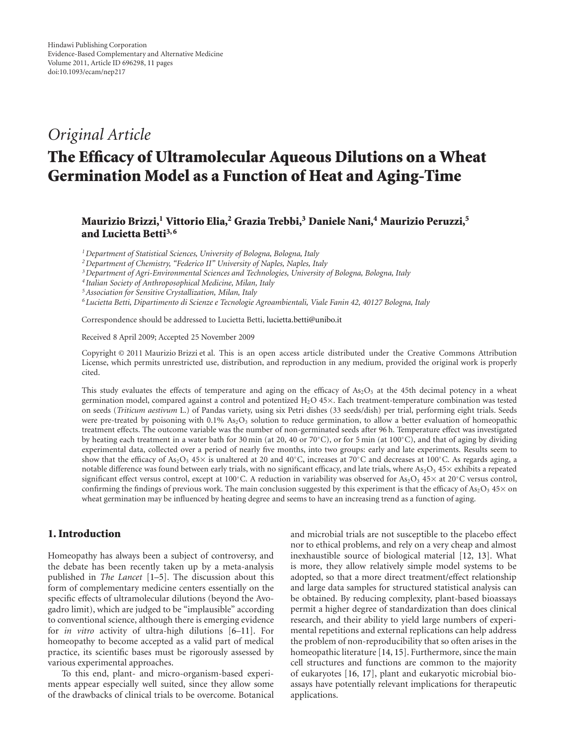Hindawi Publishing Corporation
Evidence-Based Complementary and Alternative Medicine
Volume 2011, Article ID 696298, 11 pages
doi:10.1093/ecam/nep217

*Original Article*

# The Efficacy of Ultramolecular Aqueous Dilutions on a Wheat Germination Model as a Function of Heat and Aging-Time

**Maurizio Brizzi,[1] Vittorio Elia,[2] Grazia Trebbi,[3] Daniele Nani,[4] Maurizio Peruzzi,[5] and Lucietta Betti[3,6]**

[1] *Department of Statistical Sciences, University of Bologna, Bologna, Italy*
[2] *Department of Chemistry, "Federico II" University of Naples, Naples, Italy*
[3] *Department of Agri-Environmental Sciences and Technologies, University of Bologna, Bologna, Italy*
[4] *Italian Society of Anthroposophical Medicine, Milan, Italy*
[5] *Association for Sensitive Crystallization, Milan, Italy*
[6] *Lucietta Betti, Dipartimento di Scienze e Tecnologie Agroambientali, Viale Fanin 42, 40127 Bologna, Italy*

Correspondence should be addressed to Lucietta Betti, lucietta.betti@unibo.it

Received 8 April 2009; Accepted 25 November 2009

Copyright © 2011 Maurizio Brizzi et al. This is an open access article distributed under the Creative Commons Attribution License, which permits unrestricted use, distribution, and reproduction in any medium, provided the original work is properly cited.

This study evaluates the effects of temperature and aging on the efficacy of $As_2O_3$ at the 45th decimal potency in a wheat germination model, compared against a control and potentized $H_2O$ 45×. Each treatment-temperature combination was tested on seeds (*Triticum aestivum* L.) of Pandas variety, using six Petri dishes (33 seeds/dish) per trial, performing eight trials. Seeds were pre-treated by poisoning with 0.1% $As_2O_3$ solution to reduce germination, to allow a better evaluation of homeopathic treatment effects. The outcome variable was the number of non-germinated seeds after 96 h. Temperature effect was investigated by heating each treatment in a water bath for 30 min (at 20, 40 or 70°C), or for 5 min (at 100°C), and that of aging by dividing experimental data, collected over a period of nearly five months, into two groups: early and late experiments. Results seem to show that the efficacy of $As_2O_3$ 45× is unaltered at 20 and 40°C, increases at 70°C and decreases at 100°C. As regards aging, a notable difference was found between early trials, with no significant efficacy, and late trials, where $As_2O_3$ 45× exhibits a repeated significant effect versus control, except at 100°C. A reduction in variability was observed for $As_2O_3$ 45× at 20°C versus control, confirming the findings of previous work. The main conclusion suggested by this experiment is that the efficacy of $As_2O_3$ 45× on wheat germination may be influenced by heating degree and seems to have an increasing trend as a function of aging.

## 1. Introduction

Homeopathy has always been a subject of controversy, and the debate has been recently taken up by a meta-analysis published in *The Lancet* [1–5]. The discussion about this form of complementary medicine centers essentially on the specific effects of ultramolecular dilutions (beyond the Avogadro limit), which are judged to be "implausible" according to conventional science, although there is emerging evidence for *in vitro* activity of ultra-high dilutions [6–11]. For homeopathy to become accepted as a valid part of medical practice, its scientific bases must be rigorously assessed by various experimental approaches.

To this end, plant- and micro-organism-based experiments appear especially well suited, since they allow some of the drawbacks of clinical trials to be overcome. Botanical and microbial trials are not susceptible to the placebo effect nor to ethical problems, and rely on a very cheap and almost inexhaustible source of biological material [12, 13]. What is more, they allow relatively simple model systems to be adopted, so that a more direct treatment/effect relationship and large data samples for structured statistical analysis can be obtained. By reducing complexity, plant-based bioassays permit a higher degree of standardization than does clinical research, and their ability to yield large numbers of experimental repetitions and external replications can help address the problem of non-reproducibility that so often arises in the homeopathic literature [14, 15]. Furthermore, since the main cell structures and functions are common to the majority of eukaryotes [16, 17], plant and eukaryotic microbial bioassays have potentially relevant implications for therapeutic applications.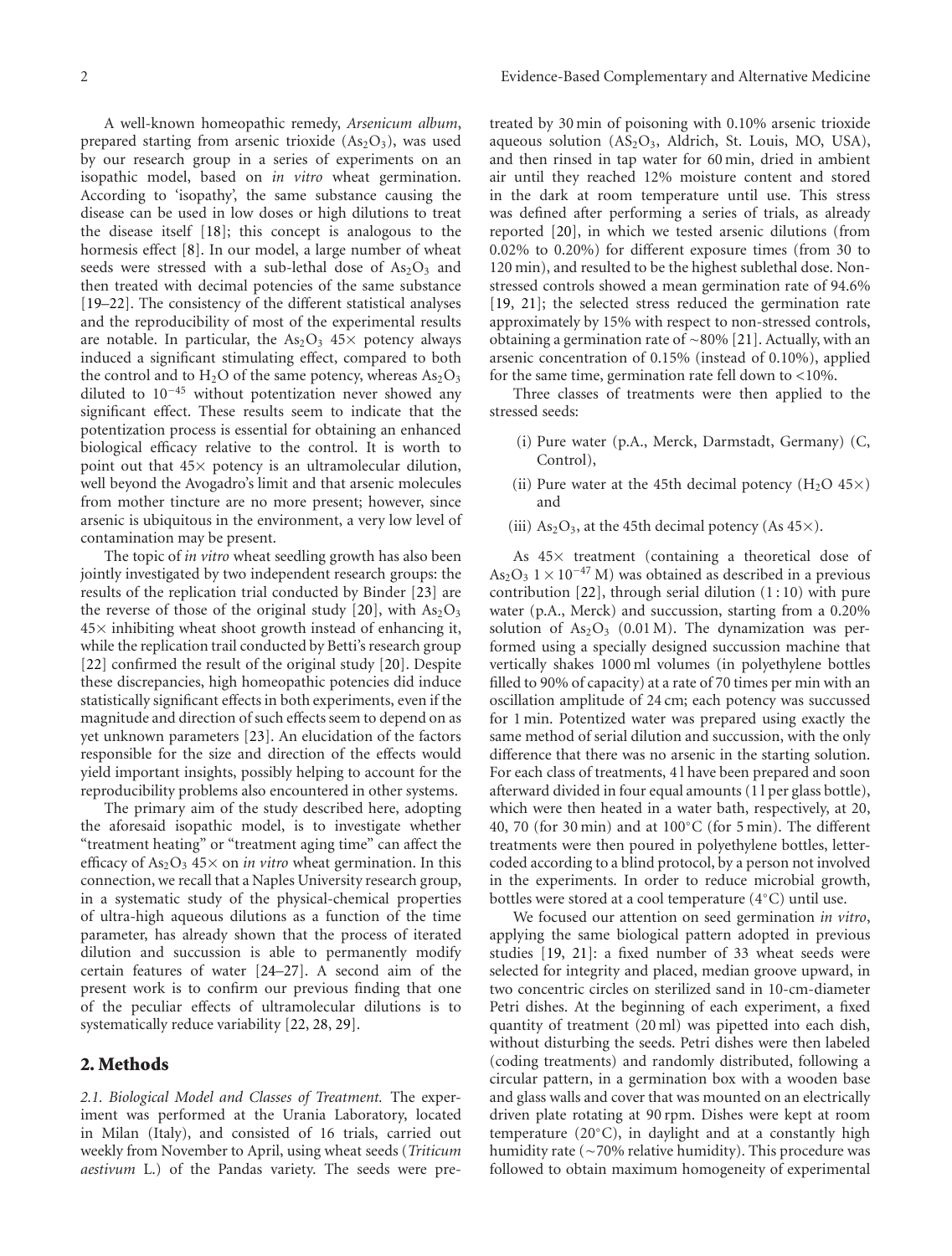A well-known homeopathic remedy, *Arsenicum album*, prepared starting from arsenic trioxide ($As_2O_3$), was used by our research group in a series of experiments on an isopathic model, based on *in vitro* wheat germination. According to 'isopathy', the same substance causing the disease can be used in low doses or high dilutions to treat the disease itself [18]; this concept is analogous to the hormesis effect [8]. In our model, a large number of wheat seeds were stressed with a sub-lethal dose of $As_2O_3$ and then treated with decimal potencies of the same substance [19–22]. The consistency of the different statistical analyses and the reproducibility of most of the experimental results are notable. In particular, the $As_2O_3$ 45× potency always induced a significant stimulating effect, compared to both the control and to $H_2O$ of the same potency, whereas $As_2O_3$ diluted to $10^{-45}$ without potentization never showed any significant effect. These results seem to indicate that the potentization process is essential for obtaining an enhanced biological efficacy relative to the control. It is worth to point out that 45× potency is an ultramolecular dilution, well beyond the Avogadro's limit and that arsenic molecules from mother tincture are no more present; however, since arsenic is ubiquitous in the environment, a very low level of contamination may be present.

The topic of *in vitro* wheat seedling growth has also been jointly investigated by two independent research groups: the results of the replication trial conducted by Binder [23] are the reverse of those of the original study [20], with $As_2O_3$ 45× inhibiting wheat shoot growth instead of enhancing it, while the replication trail conducted by Betti's research group [22] confirmed the result of the original study [20]. Despite these discrepancies, high homeopathic potencies did induce statistically significant effects in both experiments, even if the magnitude and direction of such effects seem to depend on as yet unknown parameters [23]. An elucidation of the factors responsible for the size and direction of the effects would yield important insights, possibly helping to account for the reproducibility problems also encountered in other systems.

The primary aim of the study described here, adopting the aforesaid isopathic model, is to investigate whether "treatment heating" or "treatment aging time" can affect the efficacy of $As_2O_3$ 45× on *in vitro* wheat germination. In this connection, we recall that a Naples University research group, in a systematic study of the physical-chemical properties of ultra-high aqueous dilutions as a function of the time parameter, has already shown that the process of iterated dilution and succussion is able to permanently modify certain features of water [24–27]. A second aim of the present work is to confirm our previous finding that one of the peculiar effects of ultramolecular dilutions is to systematically reduce variability [22, 28, 29].

## 2. Methods

*2.1. Biological Model and Classes of Treatment.* The experiment was performed at the Urania Laboratory, located in Milan (Italy), and consisted of 16 trials, carried out weekly from November to April, using wheat seeds (*Triticum aestivum* L.) of the Pandas variety. The seeds were pretreated by 30 min of poisoning with 0.10% arsenic trioxide aqueous solution ($AS_2O_3$, Aldrich, St. Louis, MO, USA), and then rinsed in tap water for 60 min, dried in ambient air until they reached 12% moisture content and stored in the dark at room temperature until use. This stress was defined after performing a series of trials, as already reported [20], in which we tested arsenic dilutions (from 0.02% to 0.20%) for different exposure times (from 30 to 120 min), and resulted to be the highest sublethal dose. Non-stressed controls showed a mean germination rate of 94.6% [19, 21]; the selected stress reduced the germination rate approximately by 15% with respect to non-stressed controls, obtaining a germination rate of ~80% [21]. Actually, with an arsenic concentration of 0.15% (instead of 0.10%), applied for the same time, germination rate fell down to <10%.

Three classes of treatments were then applied to the stressed seeds:

(i) Pure water (p.A., Merck, Darmstadt, Germany) (C, Control),

(ii) Pure water at the 45th decimal potency ($H_2O$ 45×) and

(iii) $As_2O_3$, at the 45th decimal potency (As 45×).

As 45× treatment (containing a theoretical dose of $As_2O_3$ $1 \times 10^{-47}$ M) was obtained as described in a previous contribution [22], through serial dilution (1 : 10) with pure water (p.A., Merck) and succussion, starting from a 0.20% solution of $As_2O_3$ (0.01 M). The dynamization was performed using a specially designed succussion machine that vertically shakes 1000 ml volumes (in polyethylene bottles filled to 90% of capacity) at a rate of 70 times per min with an oscillation amplitude of 24 cm; each potency was succussed for 1 min. Potentized water was prepared using exactly the same method of serial dilution and succussion, with the only difference that there was no arsenic in the starting solution. For each class of treatments, 4 l have been prepared and soon afterward divided in four equal amounts (1 l per glass bottle), which were then heated in a water bath, respectively, at 20, 40, 70 (for 30 min) and at 100°C (for 5 min). The different treatments were then poured in polyethylene bottles, letter-coded according to a blind protocol, by a person not involved in the experiments. In order to reduce microbial growth, bottles were stored at a cool temperature (4°C) until use.

We focused our attention on seed germination *in vitro*, applying the same biological pattern adopted in previous studies [19, 21]: a fixed number of 33 wheat seeds were selected for integrity and placed, median groove upward, in two concentric circles on sterilized sand in 10-cm-diameter Petri dishes. At the beginning of each experiment, a fixed quantity of treatment (20 ml) was pipetted into each dish, without disturbing the seeds. Petri dishes were then labeled (coding treatments) and randomly distributed, following a circular pattern, in a germination box with a wooden base and glass walls and cover that was mounted on an electrically driven plate rotating at 90 rpm. Dishes were kept at room temperature (20°C), in daylight and at a constantly high humidity rate (~70% relative humidity). This procedure was followed to obtain maximum homogeneity of experimental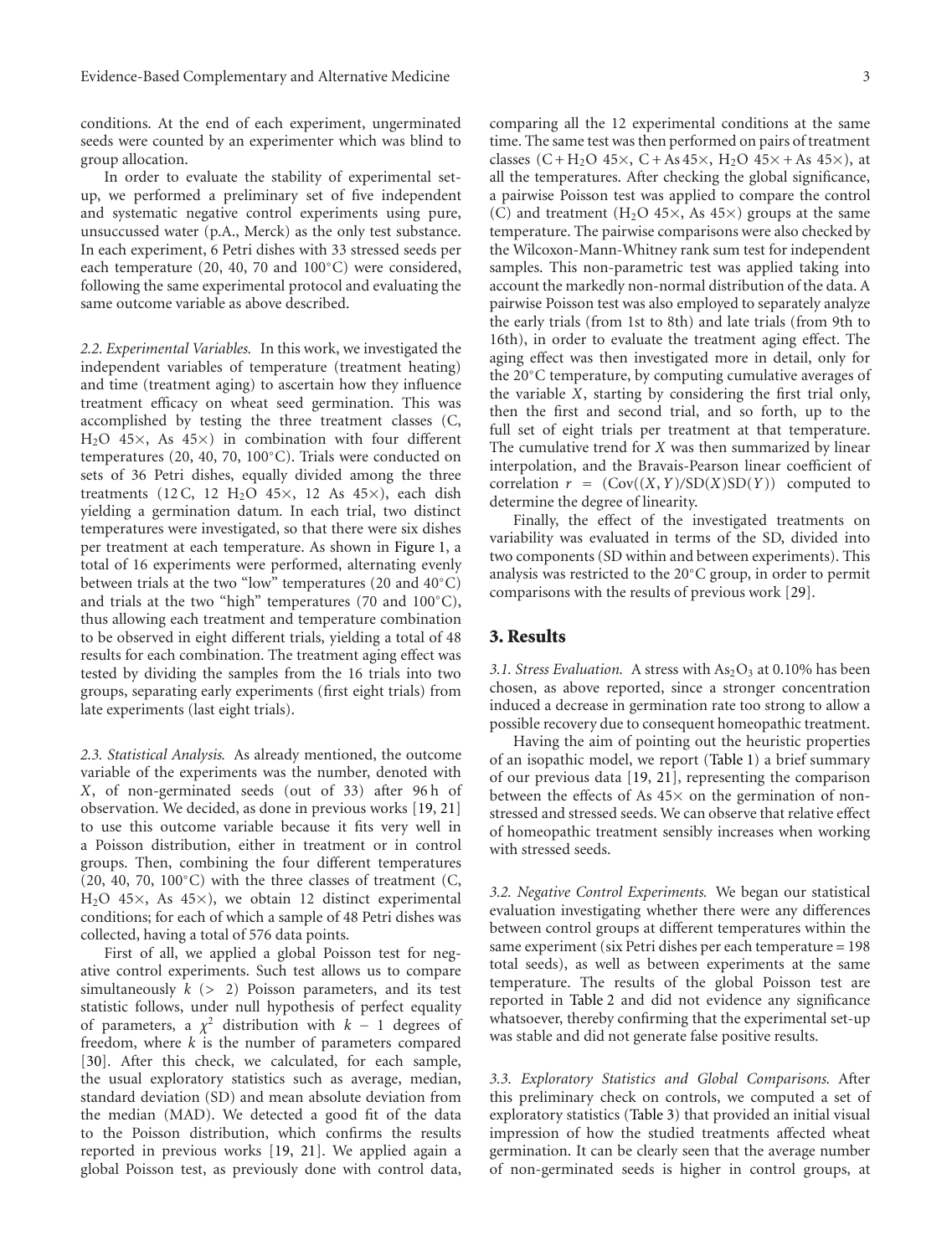conditions. At the end of each experiment, ungerminated seeds were counted by an experimenter which was blind to group allocation.

In order to evaluate the stability of experimental set-up, we performed a preliminary set of five independent and systematic negative control experiments using pure, unsuccussed water (p.A., Merck) as the only test substance. In each experiment, 6 Petri dishes with 33 stressed seeds per each temperature (20, 40, 70 and 100°C) were considered, following the same experimental protocol and evaluating the same outcome variable as above described.

*2.2. Experimental Variables.* In this work, we investigated the independent variables of temperature (treatment heating) and time (treatment aging) to ascertain how they influence treatment efficacy on wheat seed germination. This was accomplished by testing the three treatment classes (C, $H_2O$ 45×, As 45×) in combination with four different temperatures (20, 40, 70, 100°C). Trials were conducted on sets of 36 Petri dishes, equally divided among the three treatments (12 C, 12 $H_2O$ 45×, 12 As 45×), each dish yielding a germination datum. In each trial, two distinct temperatures were investigated, so that there were six dishes per treatment at each temperature. As shown in Figure 1, a total of 16 experiments were performed, alternating evenly between trials at the two "low" temperatures (20 and 40°C) and trials at the two "high" temperatures (70 and 100°C), thus allowing each treatment and temperature combination to be observed in eight different trials, yielding a total of 48 results for each combination. The treatment aging effect was tested by dividing the samples from the 16 trials into two groups, separating early experiments (first eight trials) from late experiments (last eight trials).

*2.3. Statistical Analysis.* As already mentioned, the outcome variable of the experiments was the number, denoted with $X$, of non-germinated seeds (out of 33) after 96 h of observation. We decided, as done in previous works [19, 21] to use this outcome variable because it fits very well in a Poisson distribution, either in treatment or in control groups. Then, combining the four different temperatures (20, 40, 70, 100°C) with the three classes of treatment (C, $H_2O$ 45×, As 45×), we obtain 12 distinct experimental conditions; for each of which a sample of 48 Petri dishes was collected, having a total of 576 data points.

First of all, we applied a global Poisson test for negative control experiments. Such test allows us to compare simultaneously $k$ (> 2) Poisson parameters, and its test statistic follows, under null hypothesis of perfect equality of parameters, a $\chi^2$ distribution with $k - 1$ degrees of freedom, where $k$ is the number of parameters compared [30]. After this check, we calculated, for each sample, the usual exploratory statistics such as average, median, standard deviation (SD) and mean absolute deviation from the median (MAD). We detected a good fit of the data to the Poisson distribution, which confirms the results reported in previous works [19, 21]. We applied again a global Poisson test, as previously done with control data, comparing all the 12 experimental conditions at the same time. The same test was then performed on pairs of treatment classes (C + $H_2O$ 45×, C + As 45×, $H_2O$ 45× + As 45×), at all the temperatures. After checking the global significance, a pairwise Poisson test was applied to compare the control (C) and treatment ($H_2O$ 45×, As 45×) groups at the same temperature. The pairwise comparisons were also checked by the Wilcoxon-Mann-Whitney rank sum test for independent samples. This non-parametric test was applied taking into account the markedly non-normal distribution of the data. A pairwise Poisson test was also employed to separately analyze the early trials (from 1st to 8th) and late trials (from 9th to 16th), in order to evaluate the treatment aging effect. The aging effect was then investigated more in detail, only for the 20°C temperature, by computing cumulative averages of the variable $X$, starting by considering the first trial only, then the first and second trial, and so forth, up to the full set of eight trials per treatment at that temperature. The cumulative trend for $X$ was then summarized by linear interpolation, and the Bravais-Pearson linear coefficient of correlation $r = (\mathrm{Cov}((X, Y)/\mathrm{SD}(X)\mathrm{SD}(Y))$ computed to determine the degree of linearity.

Finally, the effect of the investigated treatments on variability was evaluated in terms of the SD, divided into two components (SD within and between experiments). This analysis was restricted to the 20°C group, in order to permit comparisons with the results of previous work [29].

## 3. Results

*3.1. Stress Evaluation.* A stress with $As_2O_3$ at 0.10% has been chosen, as above reported, since a stronger concentration induced a decrease in germination rate too strong to allow a possible recovery due to consequent homeopathic treatment.

Having the aim of pointing out the heuristic properties of an isopathic model, we report (Table 1) a brief summary of our previous data [19, 21], representing the comparison between the effects of As 45× on the germination of non-stressed and stressed seeds. We can observe that relative effect of homeopathic treatment sensibly increases when working with stressed seeds.

*3.2. Negative Control Experiments.* We began our statistical evaluation investigating whether there were any differences between control groups at different temperatures within the same experiment (six Petri dishes per each temperature = 198 total seeds), as well as between experiments at the same temperature. The results of the global Poisson test are reported in Table 2 and did not evidence any significance whatsoever, thereby confirming that the experimental set-up was stable and did not generate false positive results.

*3.3. Exploratory Statistics and Global Comparisons.* After this preliminary check on controls, we computed a set of exploratory statistics (Table 3) that provided an initial visual impression of how the studied treatments affected wheat germination. It can be clearly seen that the average number of non-germinated seeds is higher in control groups, at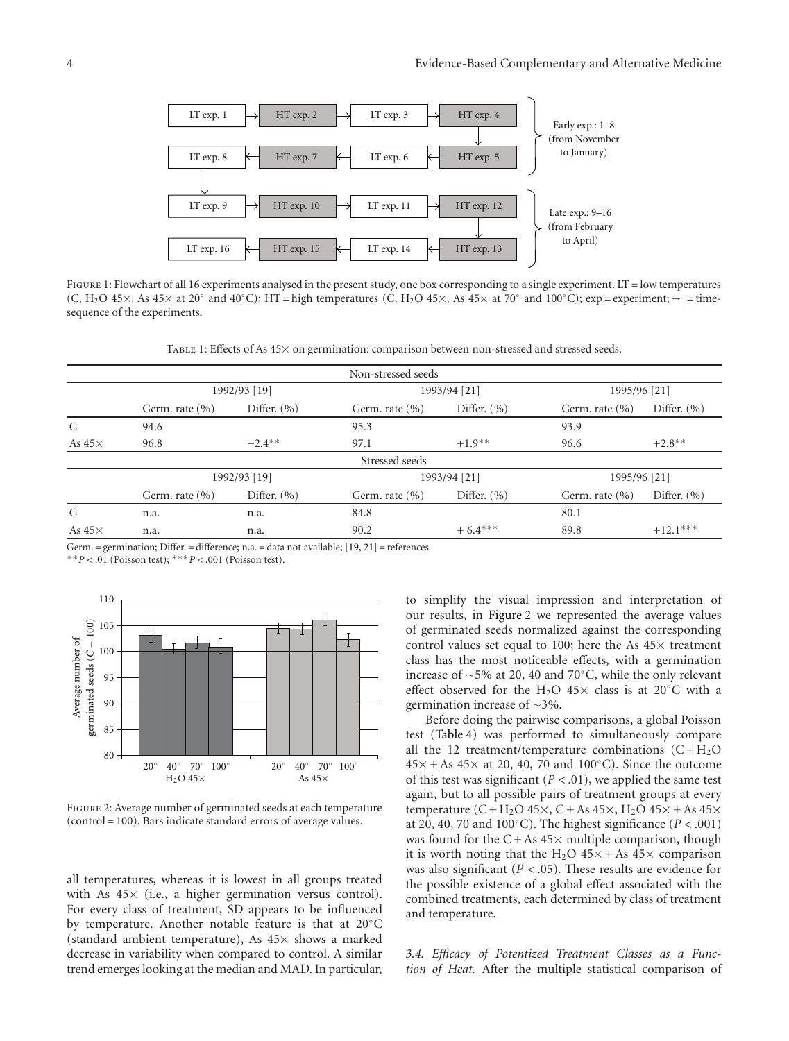Figure 1: Flowchart of all 16 experiments analysed in the present study, one box corresponding to a single experiment. LT = low temperatures (C, $H_2O$ 45×, As 45× at 20° and 40°C); HT = high temperatures (C, $H_2O$ 45×, As 45× at 70° and 100°C); exp = experiment; → = time-sequence of the experiments.

Table 1: Effects of As 45× on germination: comparison between non-stressed and stressed seeds.

| | Non-stressed seeds | | | | | |
|---|---|---|---|---|---|---|
| | 1992/93 [19] | | 1993/94 [21] | | 1995/96 [21] | |
| | Germ. rate (%) | Differ. (%) | Germ. rate (%) | Differ. (%) | Germ. rate (%) | Differ. (%) |
| C | 94.6 | | 95.3 | | 93.9 | |
| As 45× | 96.8 | +2.4** | 97.1 | +1.9** | 96.6 | +2.8** |
| | **Stressed seeds** | | | | | |
| | 1992/93 [19] | | 1993/94 [21] | | 1995/96 [21] | |
| | Germ. rate (%) | Differ. (%) | Germ. rate (%) | Differ. (%) | Germ. rate (%) | Differ. (%) |
| C | n.a. | n.a. | 84.8 | | 80.1 | |
| As 45× | n.a. | n.a. | 90.2 | + 6.4*** | 89.8 | +12.1*** |

Germ. = germination; Differ. = difference; n.a. = data not available; [19, 21] = references

** $P < .01$ (Poisson test); *** $P < .001$ (Poisson test).

Figure 2: Average number of germinated seeds at each temperature (control = 100). Bars indicate standard errors of average values.

all temperatures, whereas it is lowest in all groups treated with As 45× (i.e., a higher germination versus control). For every class of treatment, SD appears to be influenced by temperature. Another notable feature is that at 20°C (standard ambient temperature), As 45× shows a marked decrease in variability when compared to control. A similar trend emerges looking at the median and MAD. In particular, to simplify the visual impression and interpretation of our results, in Figure 2 we represented the average values of germinated seeds normalized against the corresponding control values set equal to 100; here the As 45× treatment class has the most noticeable effects, with a germination increase of ∼5% at 20, 40 and 70°C, while the only relevant effect observed for the $H_2O$ 45× class is at 20°C with a germination increase of ∼3%.

Before doing the pairwise comparisons, a global Poisson test (Table 4) was performed to simultaneously compare all the 12 treatment/temperature combinations (C + $H_2O$ 45× + As 45× at 20, 40, 70 and 100°C). Since the outcome of this test was significant ($P < .01$), we applied the same test again, but to all possible pairs of treatment groups at every temperature (C + $H_2O$ 45×, C + As 45×, $H_2O$ 45× + As 45× at 20, 40, 70 and 100°C). The highest significance ($P < .001$) was found for the C + As 45× multiple comparison, though it is worth noting that the $H_2O$ 45× + As 45× comparison was also significant ($P < .05$). These results are evidence for the possible existence of a global effect associated with the combined treatments, each determined by class of treatment and temperature.

*3.4. Efficacy of Potentized Treatment Classes as a Function of Heat.* After the multiple statistical comparison of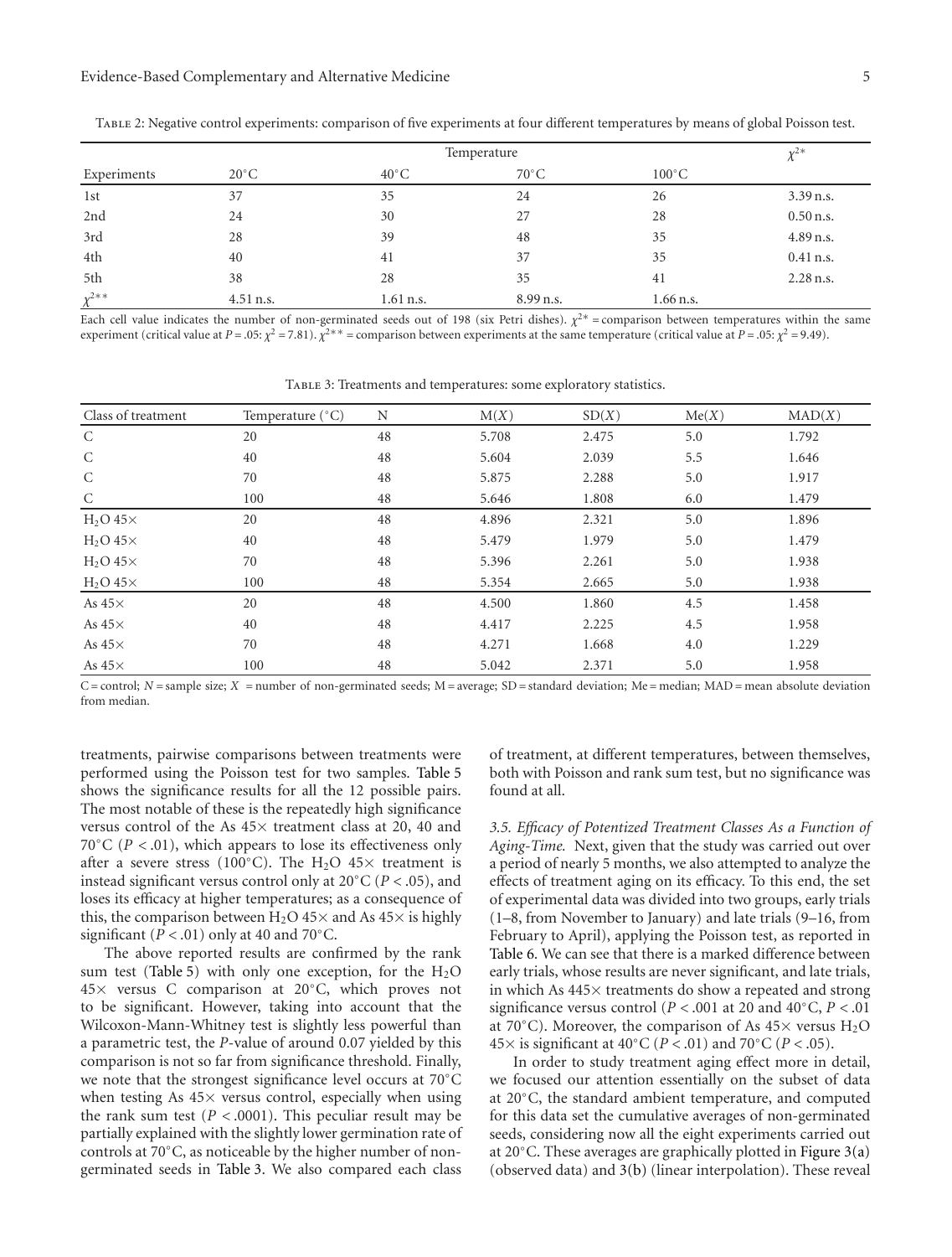Table 2: Negative control experiments: comparison of five experiments at four different temperatures by means of global Poisson test.

| Experiments | Temperature | | | | $\chi^{2*}$ |
|---|---|---|---|---|---|
| | 20°C | 40°C | 70°C | 100°C | |
| 1st | 37 | 35 | 24 | 26 | 3.39 n.s. |
| 2nd | 24 | 30 | 27 | 28 | 0.50 n.s. |
| 3rd | 28 | 39 | 48 | 35 | 4.89 n.s. |
| 4th | 40 | 41 | 37 | 35 | 0.41 n.s. |
| 5th | 38 | 28 | 35 | 41 | 2.28 n.s. |
| $\chi^{2**}$ | 4.51 n.s. | 1.61 n.s. | 8.99 n.s. | 1.66 n.s. | |

Each cell value indicates the number of non-germinated seeds out of 198 (six Petri dishes). $\chi^{2*}$ = comparison between temperatures within the same experiment (critical value at $P = .05$: $\chi^2 = 7.81$). $\chi^{2**}$ = comparison between experiments at the same temperature (critical value at $P = .05$: $\chi^2 = 9.49$).

Table 3: Treatments and temperatures: some exploratory statistics.

| Class of treatment | Temperature (°C) | N | M($X$) | SD($X$) | Me($X$) | MAD($X$) |
|---|---|---|---|---|---|---|
| C | 20 | 48 | 5.708 | 2.475 | 5.0 | 1.792 |
| C | 40 | 48 | 5.604 | 2.039 | 5.5 | 1.646 |
| C | 70 | 48 | 5.875 | 2.288 | 5.0 | 1.917 |
| C | 100 | 48 | 5.646 | 1.808 | 6.0 | 1.479 |
| $H_2O$ 45× | 20 | 48 | 4.896 | 2.321 | 5.0 | 1.896 |
| $H_2O$ 45× | 40 | 48 | 5.479 | 1.979 | 5.0 | 1.479 |
| $H_2O$ 45× | 70 | 48 | 5.396 | 2.261 | 5.0 | 1.938 |
| $H_2O$ 45× | 100 | 48 | 5.354 | 2.665 | 5.0 | 1.938 |
| As 45× | 20 | 48 | 4.500 | 1.860 | 4.5 | 1.458 |
| As 45× | 40 | 48 | 4.417 | 2.225 | 4.5 | 1.958 |
| As 45× | 70 | 48 | 4.271 | 1.668 | 4.0 | 1.229 |
| As 45× | 100 | 48 | 5.042 | 2.371 | 5.0 | 1.958 |

C = control; $N$ = sample size; $X$ = number of non-germinated seeds; M = average; SD = standard deviation; Me = median; MAD = mean absolute deviation from median.

treatments, pairwise comparisons between treatments were performed using the Poisson test for two samples. Table 5 shows the significance results for all the 12 possible pairs. The most notable of these is the repeatedly high significance versus control of the As 45× treatment class at 20, 40 and 70°C ($P < .01$), which appears to lose its effectiveness only after a severe stress (100°C). The $H_2O$ 45× treatment is instead significant versus control only at 20°C ($P < .05$), and loses its efficacy at higher temperatures; as a consequence of this, the comparison between $H_2O$ 45× and As 45× is highly significant ($P < .01$) only at 40 and 70°C.

The above reported results are confirmed by the rank sum test (Table 5) with only one exception, for the $H_2O$ 45× versus C comparison at 20°C, which proves not to be significant. However, taking into account that the Wilcoxon-Mann-Whitney test is slightly less powerful than a parametric test, the $P$-value of around 0.07 yielded by this comparison is not so far from significance threshold. Finally, we note that the strongest significance level occurs at 70°C when testing As 45× versus control, especially when using the rank sum test ($P < .0001$). This peculiar result may be partially explained with the slightly lower germination rate of controls at 70°C, as noticeable by the higher number of non-germinated seeds in Table 3. We also compared each class of treatment, at different temperatures, between themselves, both with Poisson and rank sum test, but no significance was found at all.

*3.5. Efficacy of Potentized Treatment Classes As a Function of Aging-Time.* Next, given that the study was carried out over a period of nearly 5 months, we also attempted to analyze the effects of treatment aging on its efficacy. To this end, the set of experimental data was divided into two groups, early trials (1–8, from November to January) and late trials (9–16, from February to April), applying the Poisson test, as reported in Table 6. We can see that there is a marked difference between early trials, whose results are never significant, and late trials, in which As 445× treatments do show a repeated and strong significance versus control ($P < .001$ at 20 and 40°C, $P < .01$ at 70°C). Moreover, the comparison of As 45× versus $H_2O$ 45× is significant at 40°C ($P < .01$) and 70°C ($P < .05$).

In order to study treatment aging effect more in detail, we focused our attention essentially on the subset of data at 20°C, the standard ambient temperature, and computed for this data set the cumulative averages of non-germinated seeds, considering now all the eight experiments carried out at 20°C. These averages are graphically plotted in Figure 3(a) (observed data) and 3(b) (linear interpolation). These reveal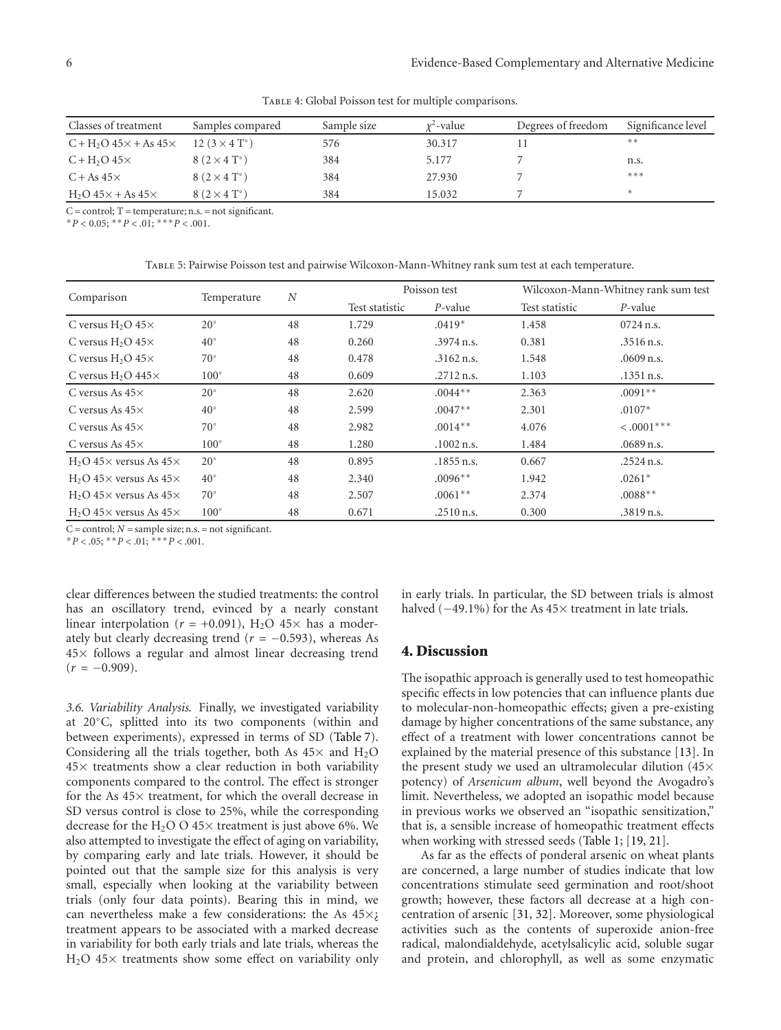Table 4: Global Poisson test for multiple comparisons.

| Classes of treatment | Samples compared | Sample size | $\chi^2$-value | Degrees of freedom | Significance level |
|---|---|---|---|---|---|
| C + $H_2O$ 45× + As 45× | 12 (3 × 4 T°) | 576 | 30.317 | 11 | ** |
| C + $H_2O$ 45× | 8 (2 × 4 T°) | 384 | 5.177 | 7 | n.s. |
| C + As 45× | 8 (2 × 4 T°) | 384 | 27.930 | 7 | *** |
| $H_2O$ 45× + As 45× | 8 (2 × 4 T°) | 384 | 15.032 | 7 | * |

C = control; T = temperature; n.s. = not significant.
* $P < 0.05$; ** $P < .01$; *** $P < .001$.

Table 5: Pairwise Poisson test and pairwise Wilcoxon-Mann-Whitney rank sum test at each temperature.

| Comparison | Temperature | $N$ | Poisson test | | Wilcoxon-Mann-Whitney rank sum test | |
|---|---|---|---|---|---|---|
| | | | Test statistic | $P$-value | Test statistic | $P$-value |
| C versus $H_2O$ 45× | 20° | 48 | 1.729 | .0419* | 1.458 | 0724 n.s. |
| C versus $H_2O$ 45× | 40° | 48 | 0.260 | .3974 n.s. | 0.381 | .3516 n.s. |
| C versus $H_2O$ 45× | 70° | 48 | 0.478 | .3162 n.s. | 1.548 | .0609 n.s. |
| C versus $H_2O$ 445× | 100° | 48 | 0.609 | .2712 n.s. | 1.103 | .1351 n.s. |
| C versus As 45× | 20° | 48 | 2.620 | .0044** | 2.363 | .0091** |
| C versus As 45× | 40° | 48 | 2.599 | .0047** | 2.301 | .0107* |
| C versus As 45× | 70° | 48 | 2.982 | .0014** | 4.076 | < .0001*** |
| C versus As 45× | 100° | 48 | 1.280 | .1002 n.s. | 1.484 | .0689 n.s. |
| $H_2O$ 45× versus As 45× | 20° | 48 | 0.895 | .1855 n.s. | 0.667 | .2524 n.s. |
| $H_2O$ 45× versus As 45× | 40° | 48 | 2.340 | .0096** | 1.942 | .0261* |
| $H_2O$ 45× versus As 45× | 70° | 48 | 2.507 | .0061** | 2.374 | .0088** |
| $H_2O$ 45× versus As 45× | 100° | 48 | 0.671 | .2510 n.s. | 0.300 | .3819 n.s. |

C = control; $N$ = sample size; n.s. = not significant.
* $P < .05$; ** $P < .01$; *** $P < .001$.

clear differences between the studied treatments: the control has an oscillatory trend, evinced by a nearly constant linear interpolation ($r = +0.091$), $H_2O$ 45× has a moderately but clearly decreasing trend ($r = -0.593$), whereas As 45× follows a regular and almost linear decreasing trend ($r = -0.909$).

*3.6. Variability Analysis.* Finally, we investigated variability at 20°C, splitted into its two components (within and between experiments), expressed in terms of SD (Table 7). Considering all the trials together, both As 45× and $H_2O$ 45× treatments show a clear reduction in both variability components compared to the control. The effect is stronger for the As 45× treatment, for which the overall decrease in SD versus control is close to 25%, while the corresponding decrease for the $H_2O$ O 45× treatment is just above 6%. We also attempted to investigate the effect of aging on variability, by comparing early and late trials. However, it should be pointed out that the sample size for this analysis is very small, especially when looking at the variability between trials (only four data points). Bearing this in mind, we can nevertheless make a few considerations: the As 45×¿ treatment appears to be associated with a marked decrease in variability for both early trials and late trials, whereas the $H_2O$ 45× treatments show some effect on variability only in early trials. In particular, the SD between trials is almost halved (−49.1%) for the As 45× treatment in late trials.

## 4. Discussion

The isopathic approach is generally used to test homeopathic specific effects in low potencies that can influence plants due to molecular-non-homeopathic effects; given a pre-existing damage by higher concentrations of the same substance, any effect of a treatment with lower concentrations cannot be explained by the material presence of this substance [13]. In the present study we used an ultramolecular dilution (45× potency) of *Arsenicum album*, well beyond the Avogadro's limit. Nevertheless, we adopted an isopathic model because in previous works we observed an "isopathic sensitization," that is, a sensible increase of homeopathic treatment effects when working with stressed seeds (Table 1; [19, 21].

As far as the effects of ponderal arsenic on wheat plants are concerned, a large number of studies indicate that low concentrations stimulate seed germination and root/shoot growth; however, these factors all decrease at a high concentration of arsenic [31, 32]. Moreover, some physiological activities such as the contents of superoxide anion-free radical, malondialdehyde, acetylsalicylic acid, soluble sugar and protein, and chlorophyll, as well as some enzymatic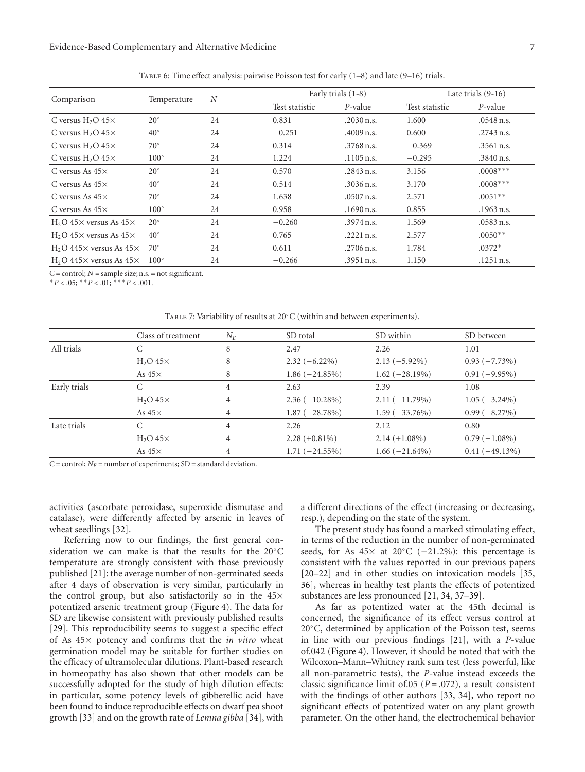Table 6: Time effect analysis: pairwise Poisson test for early (1–8) and late (9–16) trials.

| Comparison | Temperature | $N$ | Early trials (1-8) | | Late trials (9-16) | |
|---|---|---|---|---|---|---|
| | | | Test statistic | $P$-value | Test statistic | $P$-value |
| C versus $H_2O$ 45× | 20° | 24 | 0.831 | .2030 n.s. | 1.600 | .0548 n.s. |
| C versus $H_2O$ 45× | 40° | 24 | −0.251 | .4009 n.s. | 0.600 | .2743 n.s. |
| C versus $H_2O$ 45× | 70° | 24 | 0.314 | .3768 n.s. | −0.369 | .3561 n.s. |
| C versus $H_2O$ 45× | 100° | 24 | 1.224 | .1105 n.s. | −0.295 | .3840 n.s. |
| C versus As 45× | 20° | 24 | 0.570 | .2843 n.s. | 3.156 | .0008*** |
| C versus As 45× | 40° | 24 | 0.514 | .3036 n.s. | 3.170 | .0008*** |
| C versus As 45× | 70° | 24 | 1.638 | .0507 n.s. | 2.571 | .0051** |
| C versus As 45× | 100° | 24 | 0.958 | .1690 n.s. | 0.855 | .1963 n.s. |
| $H_2O$ 45× versus As 45× | 20° | 24 | −0.260 | .3974 n.s. | 1.569 | .0583 n.s. |
| $H_2O$ 45× versus As 45× | 40° | 24 | 0.765 | .2221 n.s. | 2.577 | .0050** |
| $H_2O$ 445× versus As 45× | 70° | 24 | 0.611 | .2706 n.s. | 1.784 | .0372* |
| $H_2O$ 445× versus As 45× | 100° | 24 | −0.266 | .3951 n.s. | 1.150 | .1251 n.s. |

C = control; $N$ = sample size; n.s. = not significant.
*$P < .05$; **$P < .01$; ***$P < .001$.

Table 7: Variability of results at 20°C (within and between experiments).

| | Class of treatment | $N_E$ | SD total | SD within | SD between |
|---|---|---|---|---|---|
| All trials | C | 8 | 2.47 | 2.26 | 1.01 |
| | $H_2O$ 45× | 8 | 2.32 (−6.22%) | 2.13 (−5.92%) | 0.93 (−7.73%) |
| | As 45× | 8 | 1.86 (−24.85%) | 1.62 (−28.19%) | 0.91 (−9.95%) |
| Early trials | C | 4 | 2.63 | 2.39 | 1.08 |
| | $H_2O$ 45× | 4 | 2.36 (−10.28%) | 2.11 (−11.79%) | 1.05 (−3.24%) |
| | As 45× | 4 | 1.87 (−28.78%) | 1.59 (−33.76%) | 0.99 (−8.27%) |
| Late trials | C | 4 | 2.26 | 2.12 | 0.80 |
| | $H_2O$ 45× | 4 | 2.28 (+0.81%) | 2.14 (+1.08%) | 0.79 (−1.08%) |
| | As 45× | 4 | 1.71 (−24.55%) | 1.66 (−21.64%) | 0.41 (−49.13%) |

C = control; $N_E$ = number of experiments; SD = standard deviation.

activities (ascorbate peroxidase, superoxide dismutase and catalase), were differently affected by arsenic in leaves of wheat seedlings [32].

Referring now to our findings, the first general consideration we can make is that the results for the 20°C temperature are strongly consistent with those previously published [21]: the average number of non-germinated seeds after 4 days of observation is very similar, particularly in the control group, but also satisfactorily so in the 45× potentized arsenic treatment group (Figure 4). The data for SD are likewise consistent with previously published results [29]. This reproducibility seems to suggest a specific effect of As 45× potency and confirms that the *in vitro* wheat germination model may be suitable for further studies on the efficacy of ultramolecular dilutions. Plant-based research in homeopathy has also shown that other models can be successfully adopted for the study of high dilution effects: in particular, some potency levels of gibberellic acid have been found to induce reproducible effects on dwarf pea shoot growth [33] and on the growth rate of *Lemna gibba* [34], with a different directions of the effect (increasing or decreasing, resp.), depending on the state of the system.

The present study has found a marked stimulating effect, in terms of the reduction in the number of non-germinated seeds, for As 45× at 20°C (−21.2%): this percentage is consistent with the values reported in our previous papers [20–22] and in other studies on intoxication models [35, 36], whereas in healthy test plants the effects of potentized substances are less pronounced [21, 34, 37–39].

As far as potentized water at the 45th decimal is concerned, the significance of its effect versus control at 20°C, determined by application of the Poisson test, seems in line with our previous findings [21], with a $P$-value of.042 (Figure 4). However, it should be noted that with the Wilcoxon–Mann–Whitney rank sum test (less powerful, like all non-parametric tests), the $P$-value instead exceeds the classic significance limit of.05 ($P = .072$), a result consistent with the findings of other authors [33, 34], who report no significant effects of potentized water on any plant growth parameter. On the other hand, the electrochemical behavior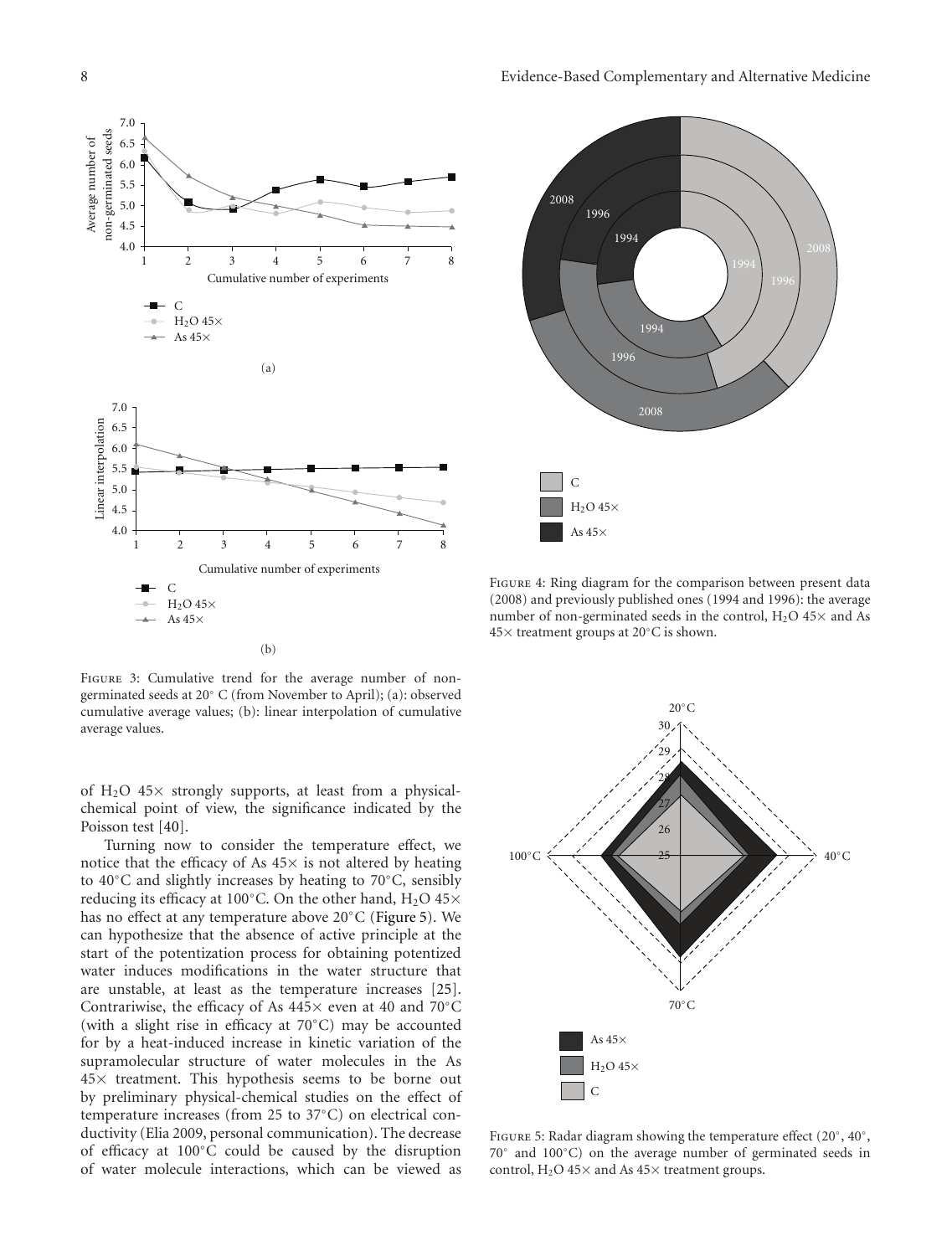Figure 3: Cumulative trend for the average number of non-germinated seeds at 20° C (from November to April); (a): observed cumulative average values; (b): linear interpolation of cumulative average values.

of $H_2O$ 45× strongly supports, at least from a physical-chemical point of view, the significance indicated by the Poisson test [40].

Turning now to consider the temperature effect, we notice that the efficacy of As 45× is not altered by heating to 40°C and slightly increases by heating to 70°C, sensibly reducing its efficacy at 100°C. On the other hand, $H_2O$ 45× has no effect at any temperature above 20°C (Figure 5). We can hypothesize that the absence of active principle at the start of the potentization process for obtaining potentized water induces modifications in the water structure that are unstable, at least as the temperature increases [25]. Contrariwise, the efficacy of As 445× even at 40 and 70°C (with a slight rise in efficacy at 70°C) may be accounted for by a heat-induced increase in kinetic variation of the supramolecular structure of water molecules in the As 45× treatment. This hypothesis seems to be borne out by preliminary physical-chemical studies on the effect of temperature increases (from 25 to 37°C) on electrical conductivity (Elia 2009, personal communication). The decrease of efficacy at 100°C could be caused by the disruption of water molecule interactions, which can be viewed as

Figure 4: Ring diagram for the comparison between present data (2008) and previously published ones (1994 and 1996): the average number of non-germinated seeds in the control, $H_2O$ 45× and As 45× treatment groups at 20°C is shown.

Figure 5: Radar diagram showing the temperature effect (20°, 40°, 70° and 100°C) on the average number of germinated seeds in control, $H_2O$ 45× and As 45× treatment groups.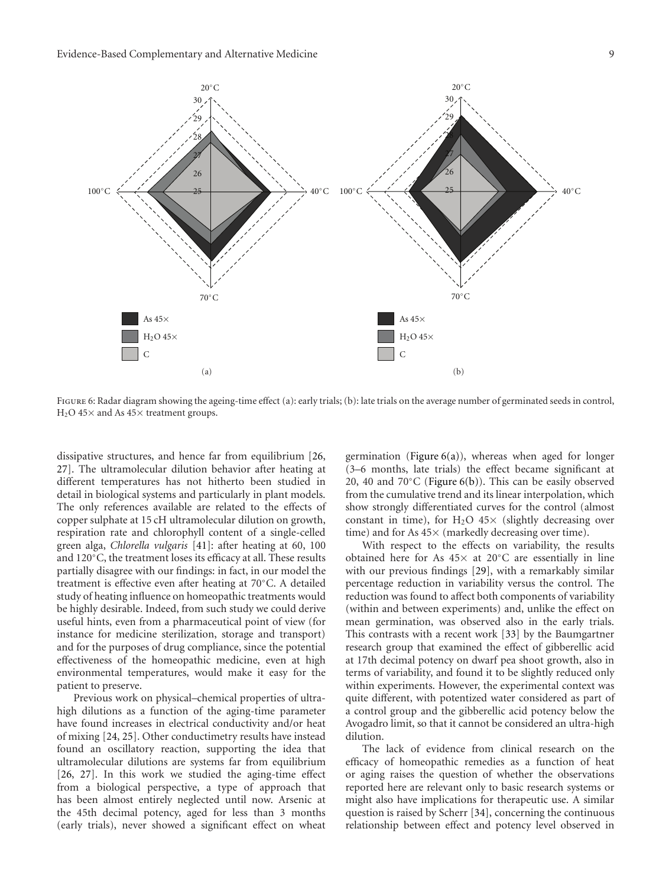Figure 6: Radar diagram showing the ageing-time effect (a): early trials; (b): late trials on the average number of germinated seeds in control, $H_2O$ 45× and As 45× treatment groups.

dissipative structures, and hence far from equilibrium [26, 27]. The ultramolecular dilution behavior after heating at different temperatures has not hitherto been studied in detail in biological systems and particularly in plant models. The only references available are related to the effects of copper sulphate at 15 cH ultramolecular dilution on growth, respiration rate and chlorophyll content of a single-celled green alga, *Chlorella vulgaris* [41]: after heating at 60, 100 and 120°C, the treatment loses its efficacy at all. These results partially disagree with our findings: in fact, in our model the treatment is effective even after heating at 70°C. A detailed study of heating influence on homeopathic treatments would be highly desirable. Indeed, from such study we could derive useful hints, even from a pharmaceutical point of view (for instance for medicine sterilization, storage and transport) and for the purposes of drug compliance, since the potential effectiveness of the homeopathic medicine, even at high environmental temperatures, would make it easy for the patient to preserve.

Previous work on physical–chemical properties of ultra-high dilutions as a function of the aging-time parameter have found increases in electrical conductivity and/or heat of mixing [24, 25]. Other conductimetry results have instead found an oscillatory reaction, supporting the idea that ultramolecular dilutions are systems far from equilibrium [26, 27]. In this work we studied the aging-time effect from a biological perspective, a type of approach that has been almost entirely neglected until now. Arsenic at the 45th decimal potency, aged for less than 3 months (early trials), never showed a significant effect on wheat germination (Figure 6(a)), whereas when aged for longer (3–6 months, late trials) the effect became significant at 20, 40 and 70°C (Figure 6(b)). This can be easily observed from the cumulative trend and its linear interpolation, which show strongly differentiated curves for the control (almost constant in time), for $H_2O$ 45× (slightly decreasing over time) and for As 45× (markedly decreasing over time).

With respect to the effects on variability, the results obtained here for As 45× at 20°C are essentially in line with our previous findings [29], with a remarkably similar percentage reduction in variability versus the control. The reduction was found to affect both components of variability (within and between experiments) and, unlike the effect on mean germination, was observed also in the early trials. This contrasts with a recent work [33] by the Baumgartner research group that examined the effect of gibberellic acid at 17th decimal potency on dwarf pea shoot growth, also in terms of variability, and found it to be slightly reduced only within experiments. However, the experimental context was quite different, with potentized water considered as part of a control group and the gibberellic acid potency below the Avogadro limit, so that it cannot be considered an ultra-high dilution.

The lack of evidence from clinical research on the efficacy of homeopathic remedies as a function of heat or aging raises the question of whether the observations reported here are relevant only to basic research systems or might also have implications for therapeutic use. A similar question is raised by Scherr [34], concerning the continuous relationship between effect and potency level observed in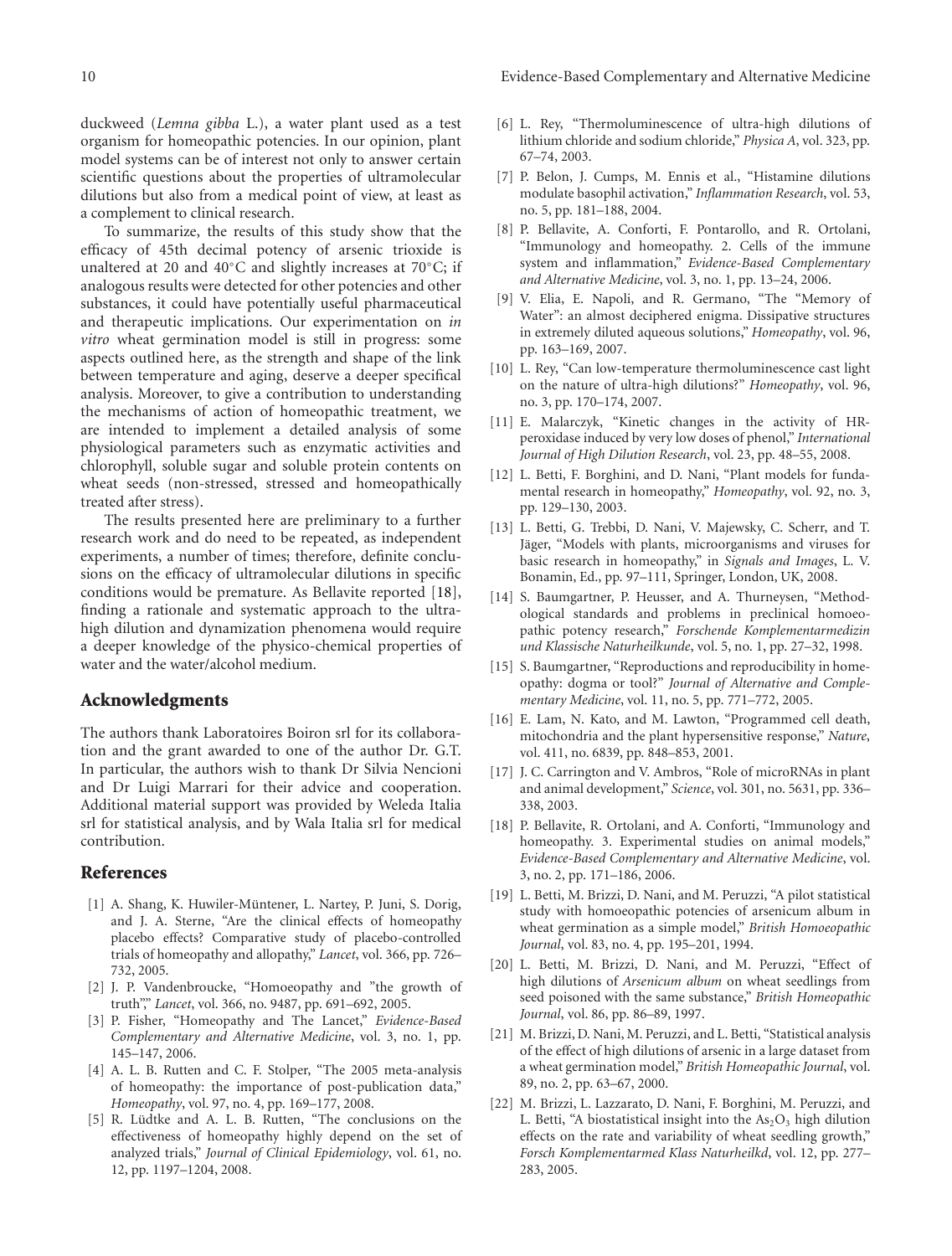duckweed (*Lemna gibba* L.), a water plant used as a test organism for homeopathic potencies. In our opinion, plant model systems can be of interest not only to answer certain scientific questions about the properties of ultramolecular dilutions but also from a medical point of view, at least as a complement to clinical research.

To summarize, the results of this study show that the efficacy of 45th decimal potency of arsenic trioxide is unaltered at 20 and 40°C and slightly increases at 70°C; if analogous results were detected for other potencies and other substances, it could have potentially useful pharmaceutical and therapeutic implications. Our experimentation on *in vitro* wheat germination model is still in progress: some aspects outlined here, as the strength and shape of the link between temperature and aging, deserve a deeper specifical analysis. Moreover, to give a contribution to understanding the mechanisms of action of homeopathic treatment, we are intended to implement a detailed analysis of some physiological parameters such as enzymatic activities and chlorophyll, soluble sugar and soluble protein contents on wheat seeds (non-stressed, stressed and homeopathically treated after stress).

The results presented here are preliminary to a further research work and do need to be repeated, as independent experiments, a number of times; therefore, definite conclusions on the efficacy of ultramolecular dilutions in specific conditions would be premature. As Bellavite reported [18], finding a rationale and systematic approach to the ultra-high dilution and dynamization phenomena would require a deeper knowledge of the physico-chemical properties of water and the water/alcohol medium.

## Acknowledgments

The authors thank Laboratoires Boiron srl for its collaboration and the grant awarded to one of the author Dr. G.T. In particular, the authors wish to thank Dr Silvia Nencioni and Dr Luigi Marrari for their advice and cooperation. Additional material support was provided by Weleda Italia srl for statistical analysis, and by Wala Italia srl for medical contribution.

## References

[1] A. Shang, K. Huwiler-Müntener, L. Nartey, P. Juni, S. Dorig, and J. A. Sterne, "Are the clinical effects of homeopathy placebo effects? Comparative study of placebo-controlled trials of homeopathy and allopathy," *Lancet*, vol. 366, pp. 726–732, 2005.

[2] J. P. Vandenbroucke, "Homoeopathy and "the growth of truth"," *Lancet*, vol. 366, no. 9487, pp. 691–692, 2005.

[3] P. Fisher, "Homeopathy and The Lancet," *Evidence-Based Complementary and Alternative Medicine*, vol. 3, no. 1, pp. 145–147, 2006.

[4] A. L. B. Rutten and C. F. Stolper, "The 2005 meta-analysis of homeopathy: the importance of post-publication data," *Homeopathy*, vol. 97, no. 4, pp. 169–177, 2008.

[5] R. Lüdtke and A. L. B. Rutten, "The conclusions on the effectiveness of homeopathy highly depend on the set of analyzed trials," *Journal of Clinical Epidemiology*, vol. 61, no. 12, pp. 1197–1204, 2008.

[6] L. Rey, "Thermoluminescence of ultra-high dilutions of lithium chloride and sodium chloride," *Physica A*, vol. 323, pp. 67–74, 2003.

[7] P. Belon, J. Cumps, M. Ennis et al., "Histamine dilutions modulate basophil activation," *Inflammation Research*, vol. 53, no. 5, pp. 181–188, 2004.

[8] P. Bellavite, A. Conforti, F. Pontarollo, and R. Ortolani, "Immunology and homeopathy. 2. Cells of the immune system and inflammation," *Evidence-Based Complementary and Alternative Medicine*, vol. 3, no. 1, pp. 13–24, 2006.

[9] V. Elia, E. Napoli, and R. Germano, "The "Memory of Water": an almost deciphered enigma. Dissipative structures in extremely diluted aqueous solutions," *Homeopathy*, vol. 96, pp. 163–169, 2007.

[10] L. Rey, "Can low-temperature thermoluminescence cast light on the nature of ultra-high dilutions?" *Homeopathy*, vol. 96, no. 3, pp. 170–174, 2007.

[11] E. Malarczyk, "Kinetic changes in the activity of HR-peroxidase induced by very low doses of phenol," *International Journal of High Dilution Research*, vol. 23, pp. 48–55, 2008.

[12] L. Betti, F. Borghini, and D. Nani, "Plant models for fundamental research in homeopathy," *Homeopathy*, vol. 92, no. 3, pp. 129–130, 2003.

[13] L. Betti, G. Trebbi, D. Nani, V. Majewsky, C. Scherr, and T. Jäger, "Models with plants, microorganisms and viruses for basic research in homeopathy," in *Signals and Images*, L. V. Bonamin, Ed., pp. 97–111, Springer, London, UK, 2008.

[14] S. Baumgartner, P. Heusser, and A. Thurneysen, "Methodological standards and problems in preclinical homoeopathic potency research," *Forschende Komplementarmedizin und Klassische Naturheilkunde*, vol. 5, no. 1, pp. 27–32, 1998.

[15] S. Baumgartner, "Reproductions and reproducibility in homeopathy: dogma or tool?" *Journal of Alternative and Complementary Medicine*, vol. 11, no. 5, pp. 771–772, 2005.

[16] E. Lam, N. Kato, and M. Lawton, "Programmed cell death, mitochondria and the plant hypersensitive response," *Nature*, vol. 411, no. 6839, pp. 848–853, 2001.

[17] J. C. Carrington and V. Ambros, "Role of microRNAs in plant and animal development," *Science*, vol. 301, no. 5631, pp. 336–338, 2003.

[18] P. Bellavite, R. Ortolani, and A. Conforti, "Immunology and homeopathy. 3. Experimental studies on animal models," *Evidence-Based Complementary and Alternative Medicine*, vol. 3, no. 2, pp. 171–186, 2006.

[19] L. Betti, M. Brizzi, D. Nani, and M. Peruzzi, "A pilot statistical study with homoeopathic potencies of arsenicum album in wheat germination as a simple model," *British Homoeopathic Journal*, vol. 83, no. 4, pp. 195–201, 1994.

[20] L. Betti, M. Brizzi, D. Nani, and M. Peruzzi, "Effect of high dilutions of *Arsenicum album* on wheat seedlings from seed poisoned with the same substance," *British Homeopathic Journal*, vol. 86, pp. 86–89, 1997.

[21] M. Brizzi, D. Nani, M. Peruzzi, and L. Betti, "Statistical analysis of the effect of high dilutions of arsenic in a large dataset from a wheat germination model," *British Homeopathic Journal*, vol. 89, no. 2, pp. 63–67, 2000.

[22] M. Brizzi, L. Lazzarato, D. Nani, F. Borghini, M. Peruzzi, and L. Betti, "A biostatistical insight into the $As_2O_3$ high dilution effects on the rate and variability of wheat seedling growth," *Forsch Komplementarmed Klass Naturheilkd*, vol. 12, pp. 277–283, 2005.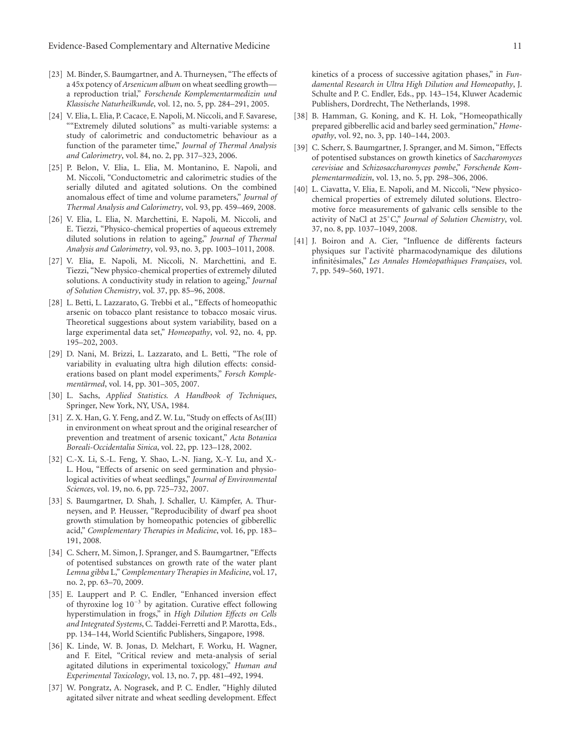[23] M. Binder, S. Baumgartner, and A. Thurneysen, "The effects of a 45x potency of *Arsenicum album* on wheat seedling growth—a reproduction trial," *Forschende Komplementarmedizin und Klassische Naturheilkunde*, vol. 12, no. 5, pp. 284–291, 2005.

[24] V. Elia, L. Elia, E. Napoli, M. Niccoli, and F. Savarese, ""Extremely diluted solutions" as multi-variable systems: a study of calorimetric and conductometric behaviour as a function of the parameter time," *Journal of Thermal Analysis and Calorimetry*, vol. 84, no. 2, pp. 317–323, 2006.

[25] P. Belon, V. Elia, L. Elia, M. Montanino, E. Napoli, and M. Niccoli, "Conductometric and calorimetric studies of the serially diluted and agitated solutions. On the combined anomalous effect of time and volume parameters," *Journal of Thermal Analysis and Calorimetry*, vol. 93, pp. 459–469, 2008.

[26] V. Elia, L. Elia, N. Marchettini, E. Napoli, M. Niccoli, and E. Tiezzi, "Physico-chemical properties of aqueous extremely diluted solutions in relation to ageing," *Journal of Thermal Analysis and Calorimetry*, vol. 93, no. 3, pp. 1003–1011, 2008.

[27] V. Elia, E. Napoli, M. Niccoli, N. Marchettini, and E. Tiezzi, "New physico-chemical properties of extremely diluted solutions. A conductivity study in relation to ageing," *Journal of Solution Chemistry*, vol. 37, pp. 85–96, 2008.

[28] L. Betti, L. Lazzarato, G. Trebbi et al., "Effects of homeopathic arsenic on tobacco plant resistance to tobacco mosaic virus. Theoretical suggestions about system variability, based on a large experimental data set," *Homeopathy*, vol. 92, no. 4, pp. 195–202, 2003.

[29] D. Nani, M. Brizzi, L. Lazzarato, and L. Betti, "The role of variability in evaluating ultra high dilution effects: considerations based on plant model experiments," *Forsch Komplementärmed*, vol. 14, pp. 301–305, 2007.

[30] L. Sachs, *Applied Statistics. A Handbook of Techniques*, Springer, New York, NY, USA, 1984.

[31] Z. X. Han, G. Y. Feng, and Z. W. Lu, "Study on effects of As(III) in environment on wheat sprout and the original researcher of prevention and treatment of arsenic toxicant," *Acta Botanica Boreali-Occidentalia Sinica*, vol. 22, pp. 123–128, 2002.

[32] C.-X. Li, S.-L. Feng, Y. Shao, L.-N. Jiang, X.-Y. Lu, and X.-L. Hou, "Effects of arsenic on seed germination and physiological activities of wheat seedlings," *Journal of Environmental Sciences*, vol. 19, no. 6, pp. 725–732, 2007.

[33] S. Baumgartner, D. Shah, J. Schaller, U. Kämpfer, A. Thurneysen, and P. Heusser, "Reproducibility of dwarf pea shoot growth stimulation by homeopathic potencies of gibberellic acid," *Complementary Therapies in Medicine*, vol. 16, pp. 183–191, 2008.

[34] C. Scherr, M. Simon, J. Spranger, and S. Baumgartner, "Effects of potentised substances on growth rate of the water plant *Lemna gibba* L," *Complementary Therapies in Medicine*, vol. 17, no. 2, pp. 63–70, 2009.

[35] E. Lauppert and P. C. Endler, "Enhanced inversion effect of thyroxine log $10^{-3}$ by agitation. Curative effect following hyperstimulation in frogs," in *High Dilution Effects on Cells and Integrated Systems*, C. Taddei-Ferretti and P. Marotta, Eds., pp. 134–144, World Scientific Publishers, Singapore, 1998.

[36] K. Linde, W. B. Jonas, D. Melchart, F. Worku, H. Wagner, and F. Eitel, "Critical review and meta-analysis of serial agitated dilutions in experimental toxicology," *Human and Experimental Toxicology*, vol. 13, no. 7, pp. 481–492, 1994.

[37] W. Pongratz, A. Nograsek, and P. C. Endler, "Highly diluted agitated silver nitrate and wheat seedling development. Effect kinetics of a process of successive agitation phases," in *Fundamental Research in Ultra High Dilution and Homeopathy*, J. Schulte and P. C. Endler, Eds., pp. 143–154, Kluwer Academic Publishers, Dordrecht, The Netherlands, 1998.

[38] B. Hamman, G. Koning, and K. H. Lok, "Homeopathically prepared gibberellic acid and barley seed germination," *Homeopathy*, vol. 92, no. 3, pp. 140–144, 2003.

[39] C. Scherr, S. Baumgartner, J. Spranger, and M. Simon, "Effects of potentised substances on growth kinetics of *Saccharomyces cerevisiae* and *Schizosaccharomyces pombe*," *Forschende Komplementarmedizin*, vol. 13, no. 5, pp. 298–306, 2006.

[40] L. Ciavatta, V. Elia, E. Napoli, and M. Niccoli, "New physico-chemical properties of extremely diluted solutions. Electromotive force measurements of galvanic cells sensible to the activity of NaCl at 25°C," *Journal of Solution Chemistry*, vol. 37, no. 8, pp. 1037–1049, 2008.

[41] J. Boiron and A. Cier, "Influence de différents facteurs physiques sur l'activité pharmacodynamique des dilutions infinitésimales," *Les Annales Homéopathiques Françaises*, vol. 7, pp. 549–560, 1971.